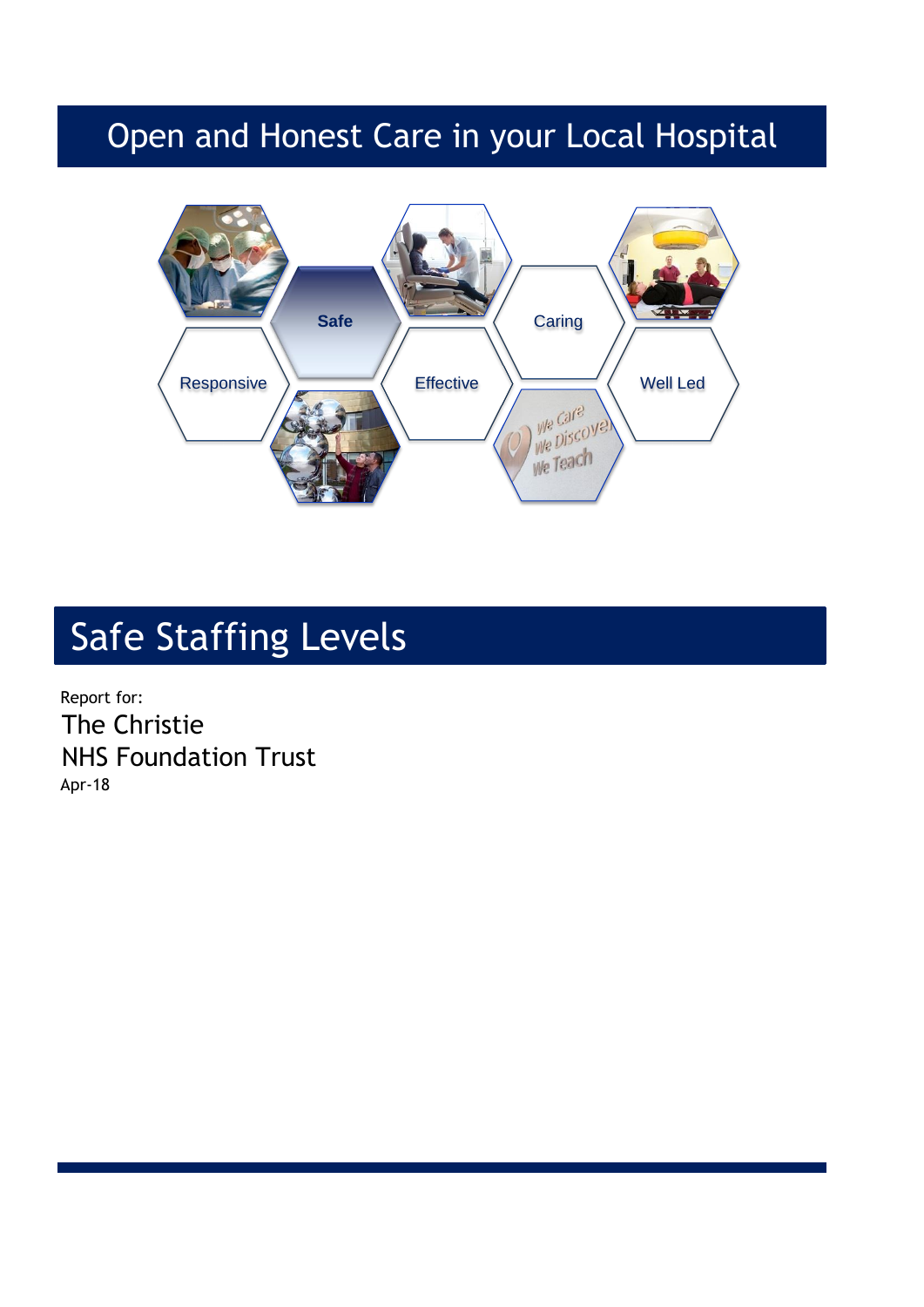# Open and Honest Care in your Local Hospital

Responsive

Safe

Effective

Caring

Well Led

# Safe Staffing Levels

Report for:

The Christie

NHS Foundation Trust

Apr-18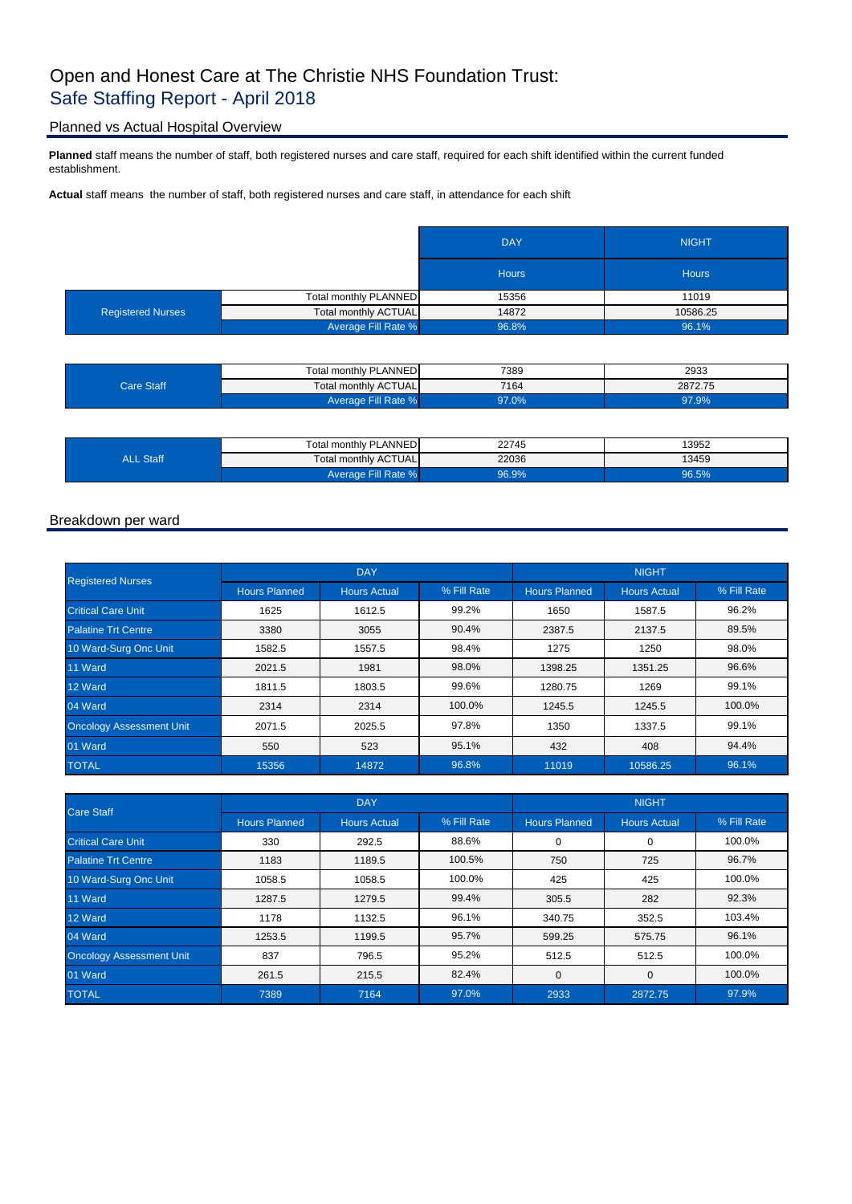# Open and Honest Care at The Christie NHS Foundation Trust:
## Safe Staffing Report - April 2018

### Planned vs Actual Hospital Overview

**Planned** staff means the number of staff, both registered nurses and care staff, required for each shift identified within the current funded establishment.

**Actual** staff means the number of staff, both registered nurses and care staff, in attendance for each shift

| | | DAY | NIGHT |
|---|---|---|---|
| | | Hours | Hours |
| Registered Nurses | Total monthly PLANNED | 15356 | 11019 |
| | Total monthly ACTUAL | 14872 | 10586.25 |
| | Average Fill Rate % | 96.8% | 96.1% |

| | | | |
|---|---|---|---|
| Care Staff | Total monthly PLANNED | 7389 | 2933 |
| | Total monthly ACTUAL | 7164 | 2872.75 |
| | Average Fill Rate % | 97.0% | 97.9% |

| | | | |
|---|---|---|---|
| ALL Staff | Total monthly PLANNED | 22745 | 13952 |
| | Total monthly ACTUAL | 22036 | 13459 |
| | Average Fill Rate % | 96.9% | 96.5% |

### Breakdown per ward

| Registered Nurses | DAY | | | NIGHT | | |
|---|---|---|---|---|---|---|
| | Hours Planned | Hours Actual | % Fill Rate | Hours Planned | Hours Actual | % Fill Rate |
| Critical Care Unit | 1625 | 1612.5 | 99.2% | 1650 | 1587.5 | 96.2% |
| Palatine Trt Centre | 3380 | 3055 | 90.4% | 2387.5 | 2137.5 | 89.5% |
| 10 Ward-Surg Onc Unit | 1582.5 | 1557.5 | 98.4% | 1275 | 1250 | 98.0% |
| 11 Ward | 2021.5 | 1981 | 98.0% | 1398.25 | 1351.25 | 96.6% |
| 12 Ward | 1811.5 | 1803.5 | 99.6% | 1280.75 | 1269 | 99.1% |
| 04 Ward | 2314 | 2314 | 100.0% | 1245.5 | 1245.5 | 100.0% |
| Oncology Assessment Unit | 2071.5 | 2025.5 | 97.8% | 1350 | 1337.5 | 99.1% |
| 01 Ward | 550 | 523 | 95.1% | 432 | 408 | 94.4% |
| TOTAL | 15356 | 14872 | 96.8% | 11019 | 10586.25 | 96.1% |

| Care Staff | DAY | | | NIGHT | | |
|---|---|---|---|---|---|---|
| | Hours Planned | Hours Actual | % Fill Rate | Hours Planned | Hours Actual | % Fill Rate |
| Critical Care Unit | 330 | 292.5 | 88.6% | 0 | 0 | 100.0% |
| Palatine Trt Centre | 1183 | 1189.5 | 100.5% | 750 | 725 | 96.7% |
| 10 Ward-Surg Onc Unit | 1058.5 | 1058.5 | 100.0% | 425 | 425 | 100.0% |
| 11 Ward | 1287.5 | 1279.5 | 99.4% | 305.5 | 282 | 92.3% |
| 12 Ward | 1178 | 1132.5 | 96.1% | 340.75 | 352.5 | 103.4% |
| 04 Ward | 1253.5 | 1199.5 | 95.7% | 599.25 | 575.75 | 96.1% |
| Oncology Assessment Unit | 837 | 796.5 | 95.2% | 512.5 | 512.5 | 100.0% |
| 01 Ward | 261.5 | 215.5 | 82.4% | 0 | 0 | 100.0% |
| TOTAL | 7389 | 7164 | 97.0% | 2933 | 2872.75 | 97.9% |